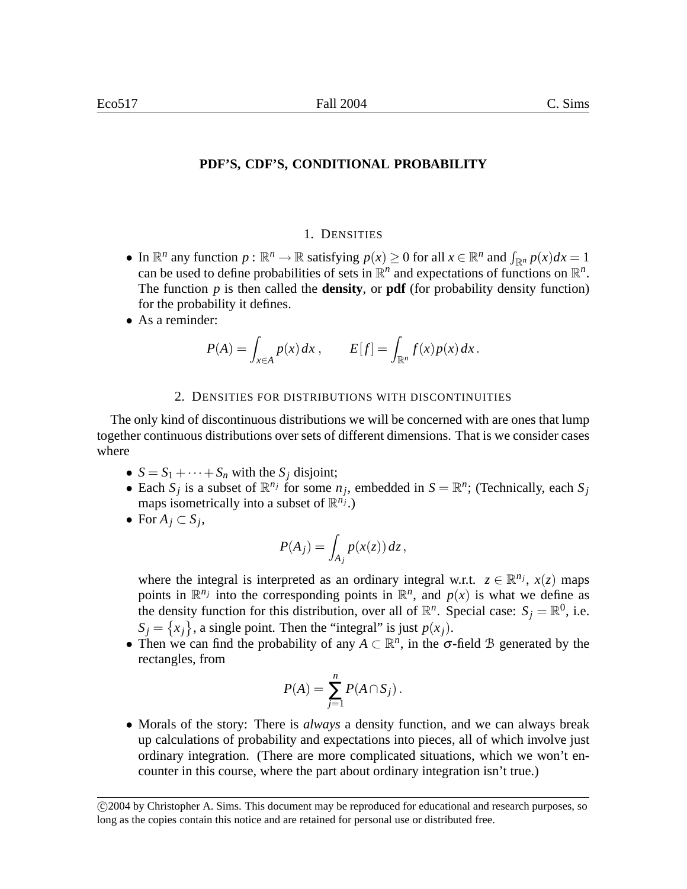# PDF'S, CDF'S, CONDITIONAL PROBABILITY

## 1. Densities

- In $\mathbb{R}^n$ any function $p : \mathbb{R}^n \to \mathbb{R}$ satisfying $p(x) \geq 0$ for all $x \in \mathbb{R}^n$ and $\int_{\mathbb{R}^n} p(x)dx = 1$ can be used to define probabilities of sets in $\mathbb{R}^n$ and expectations of functions on $\mathbb{R}^n$. The function $p$ is then called the **density**, or **pdf** (for probability density function) for the probability it defines.
- As a reminder:

$$P(A) = \int_{x \in A} p(x)\, dx\,, \qquad E[f] = \int_{\mathbb{R}^n} f(x)p(x)\, dx\,.$$

## 2. Densities for distributions with discontinuities

The only kind of discontinuous distributions we will be concerned with are ones that lump together continuous distributions over sets of different dimensions. That is we consider cases where

- $S = S_1 + \cdots + S_n$ with the $S_j$ disjoint;
- Each $S_j$ is a subset of $\mathbb{R}^{n_j}$ for some $n_j$, embedded in $S = \mathbb{R}^n$; (Technically, each $S_j$ maps isometrically into a subset of $\mathbb{R}^{n_j}$.)
- For $A_j \subset S_j$,

$$P(A_j) = \int_{A_j} p(x(z))\, dz\,,$$

  where the integral is interpreted as an ordinary integral w.r.t. $z \in \mathbb{R}^{n_j}$, $x(z)$ maps points in $\mathbb{R}^{n_j}$ into the corresponding points in $\mathbb{R}^n$, and $p(x)$ is what we define as the density function for this distribution, over all of $\mathbb{R}^n$. Special case: $S_j = \mathbb{R}^0$, i.e. $S_j = \{x_j\}$, a single point. Then the "integral" is just $p(x_j)$.
- Then we can find the probability of any $A \subset \mathbb{R}^n$, in the $\sigma$-field $\mathcal{B}$ generated by the rectangles, from

$$P(A) = \sum_{j=1}^{n} P(A \cap S_j)\,.$$

- Morals of the story: There is *always* a density function, and we can always break up calculations of probability and expectations into pieces, all of which involve just ordinary integration. (There are more complicated situations, which we won't encounter in this course, where the part about ordinary integration isn't true.)

©2004 by Christopher A. Sims. This document may be reproduced for educational and research purposes, so long as the copies contain this notice and are retained for personal use or distributed free.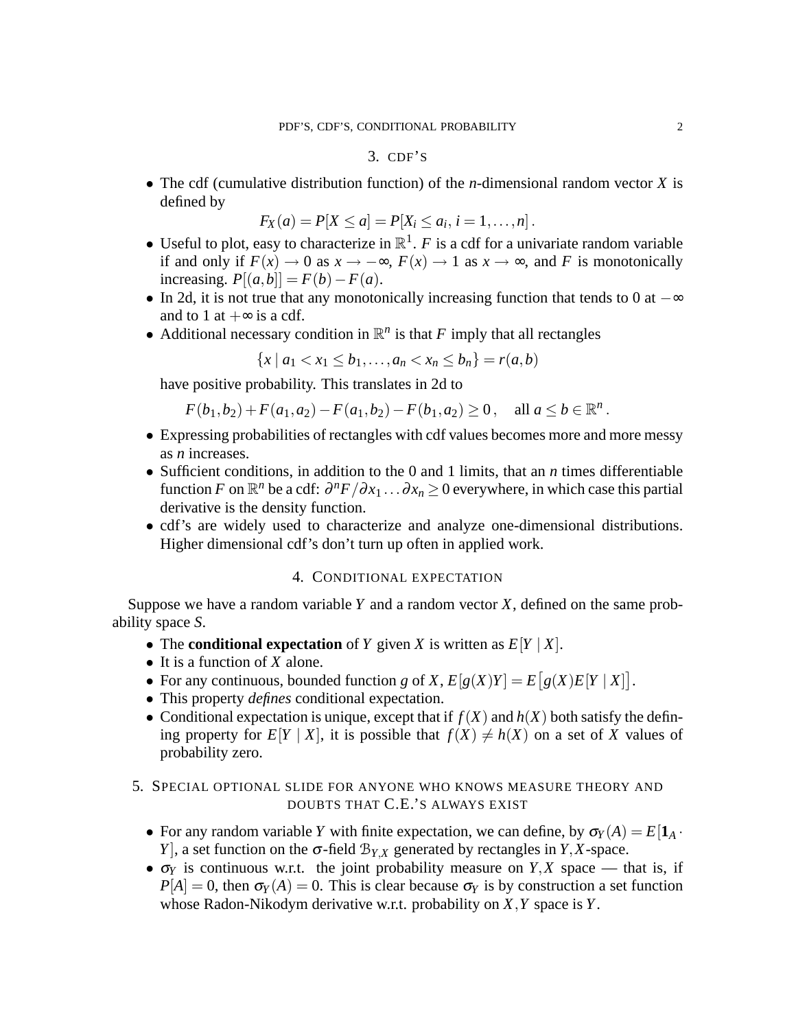## 3. CDF'S

- The cdf (cumulative distribution function) of the $n$-dimensional random vector $X$ is defined by
$$F_X(a) = P[X \leq a] = P[X_i \leq a_i,\, i = 1, \dots, n]\,.$$
- Useful to plot, easy to characterize in $\mathbb{R}^1$. $F$ is a cdf for a univariate random variable if and only if $F(x) \to 0$ as $x \to -\infty$, $F(x) \to 1$ as $x \to \infty$, and $F$ is monotonically increasing. $P[(a,b]] = F(b) - F(a)$.
- In 2d, it is not true that any monotonically increasing function that tends to 0 at $-\infty$ and to 1 at $+\infty$ is a cdf.
- Additional necessary condition in $\mathbb{R}^n$ is that $F$ imply that all rectangles
$$\{x \mid a_1 < x_1 \leq b_1, \dots, a_n < x_n \leq b_n\} = r(a,b)$$
have positive probability. This translates in 2d to
$$F(b_1,b_2) + F(a_1,a_2) - F(a_1,b_2) - F(b_1,a_2) \geq 0\,, \quad \text{all } a \leq b \in \mathbb{R}^n\,.$$
- Expressing probabilities of rectangles with cdf values becomes more and more messy as $n$ increases.
- Sufficient conditions, in addition to the 0 and 1 limits, that an $n$ times differentiable function $F$ on $\mathbb{R}^n$ be a cdf: $\partial^n F / \partial x_1 \dots \partial x_n \geq 0$ everywhere, in which case this partial derivative is the density function.
- cdf's are widely used to characterize and analyze one-dimensional distributions. Higher dimensional cdf's don't turn up often in applied work.

## 4. CONDITIONAL EXPECTATION

Suppose we have a random variable $Y$ and a random vector $X$, defined on the same probability space $S$.

- The **conditional expectation** of $Y$ given $X$ is written as $E[Y \mid X]$.
- It is a function of $X$ alone.
- For any continuous, bounded function $g$ of $X$, $E[g(X)Y] = E\big[g(X)E[Y \mid X]\big]$.
- This property *defines* conditional expectation.
- Conditional expectation is unique, except that if $f(X)$ and $h(X)$ both satisfy the defining property for $E[Y \mid X]$, it is possible that $f(X) \neq h(X)$ on a set of $X$ values of probability zero.

## 5. SPECIAL OPTIONAL SLIDE FOR ANYONE WHO KNOWS MEASURE THEORY AND DOUBTS THAT C.E.'S ALWAYS EXIST

- For any random variable $Y$ with finite expectation, we can define, by $\sigma_Y(A) = E[\mathbf{1}_A \cdot Y]$, a set function on the $\sigma$-field $\mathcal{B}_{Y,X}$ generated by rectangles in $Y,X$-space.
- $\sigma_Y$ is continuous w.r.t. the joint probability measure on $Y,X$ space — that is, if $P[A] = 0$, then $\sigma_Y(A) = 0$. This is clear because $\sigma_Y$ is by construction a set function whose Radon-Nikodym derivative w.r.t. probability on $X,Y$ space is $Y$.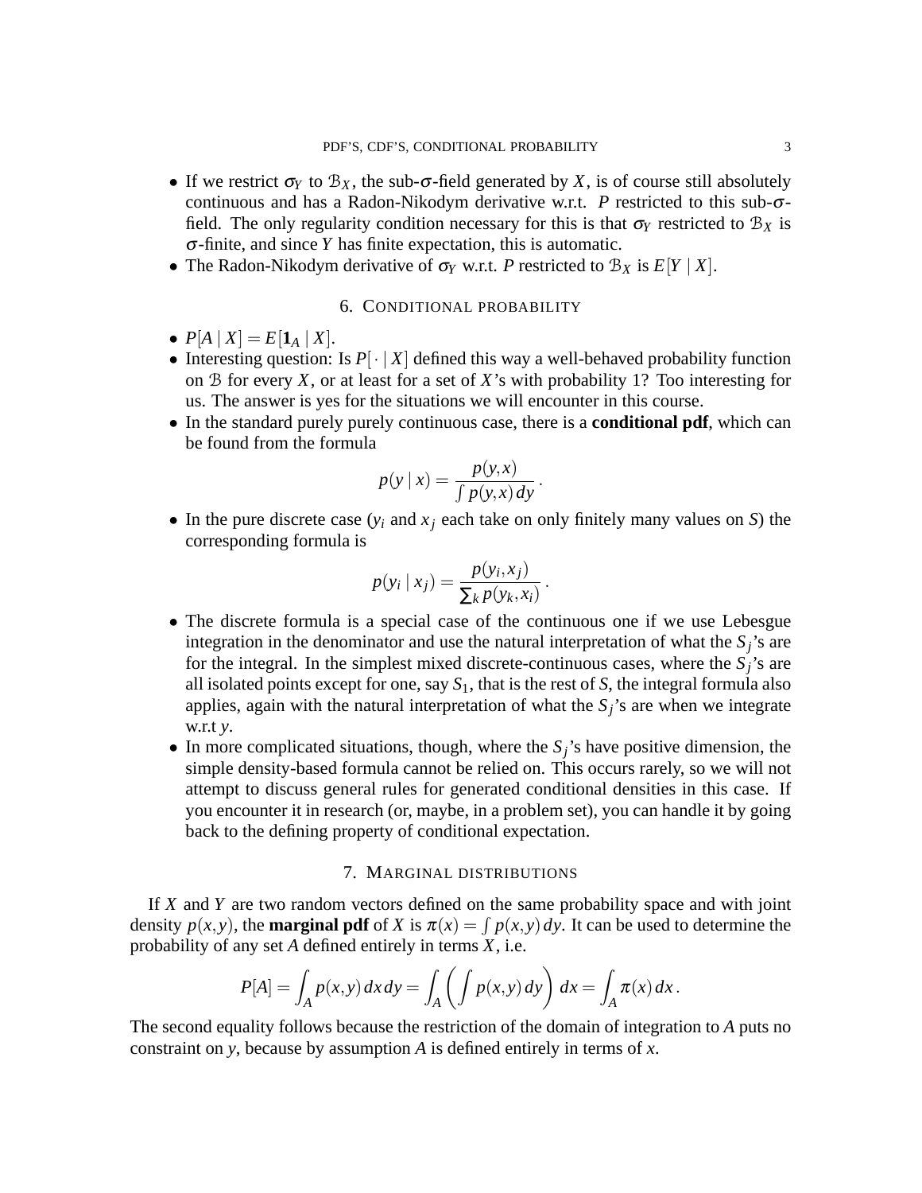- If we restrict $\sigma_Y$ to $\mathcal{B}_X$, the sub-$\sigma$-field generated by $X$, is of course still absolutely continuous and has a Radon-Nikodym derivative w.r.t. $P$ restricted to this sub-$\sigma$-field. The only regularity condition necessary for this is that $\sigma_Y$ restricted to $\mathcal{B}_X$ is $\sigma$-finite, and since $Y$ has finite expectation, this is automatic.
- The Radon-Nikodym derivative of $\sigma_Y$ w.r.t. $P$ restricted to $\mathcal{B}_X$ is $E[Y \mid X]$.

## 6. Conditional probability

- $P[A \mid X] = E[\mathbf{1}_A \mid X]$.
- Interesting question: Is $P[\cdot \mid X]$ defined this way a well-behaved probability function on $\mathcal{B}$ for every $X$, or at least for a set of $X$'s with probability 1? Too interesting for us. The answer is yes for the situations we will encounter in this course.
- In the standard purely purely continuous case, there is a **conditional pdf**, which can be found from the formula

$$p(y \mid x) = \frac{p(y,x)}{\int p(y,x)\,dy}\,.$$

- In the pure discrete case ($y_i$ and $x_j$ each take on only finitely many values on $S$) the corresponding formula is

$$p(y_i \mid x_j) = \frac{p(y_i,x_j)}{\sum_k p(y_k,x_i)}\,.$$

- The discrete formula is a special case of the continuous one if we use Lebesgue integration in the denominator and use the natural interpretation of what the $S_j$'s are for the integral. In the simplest mixed discrete-continuous cases, where the $S_j$'s are all isolated points except for one, say $S_1$, that is the rest of $S$, the integral formula also applies, again with the natural interpretation of what the $S_j$'s are when we integrate w.r.t $y$.
- In more complicated situations, though, where the $S_j$'s have positive dimension, the simple density-based formula cannot be relied on. This occurs rarely, so we will not attempt to discuss general rules for generated conditional densities in this case. If you encounter it in research (or, maybe, in a problem set), you can handle it by going back to the defining property of conditional expectation.

## 7. Marginal distributions

If $X$ and $Y$ are two random vectors defined on the same probability space and with joint density $p(x,y)$, the **marginal pdf** of $X$ is $\pi(x) = \int p(x,y)\,dy$. It can be used to determine the probability of any set $A$ defined entirely in terms $X$, i.e.

$$P[A] = \int_A p(x,y)\,dx\,dy = \int_A \left( \int p(x,y)\,dy \right)\,dx = \int_A \pi(x)\,dx\,.$$

The second equality follows because the restriction of the domain of integration to $A$ puts no constraint on $y$, because by assumption $A$ is defined entirely in terms of $x$.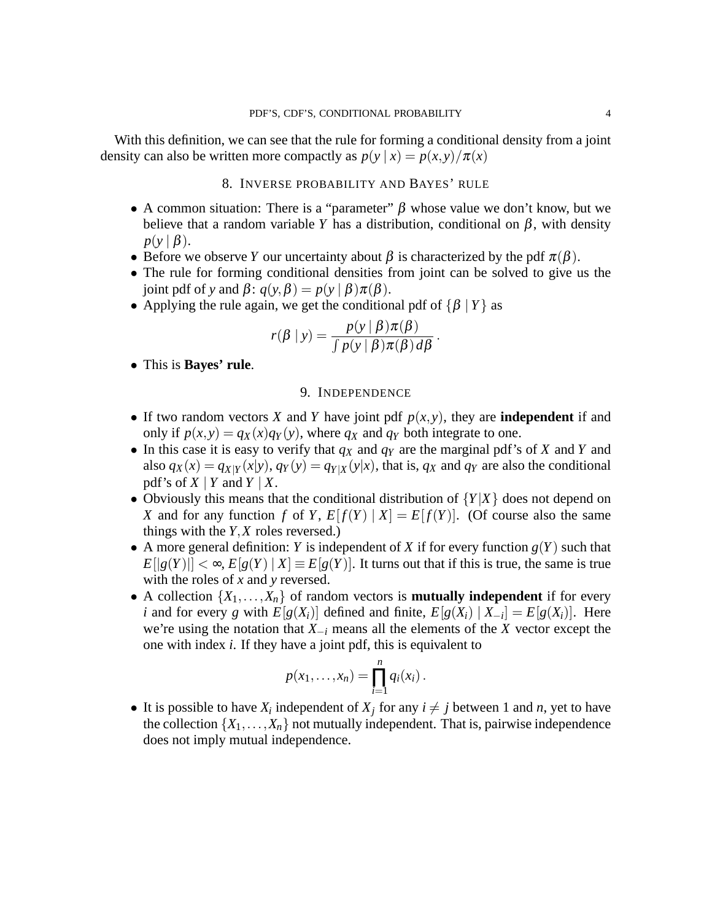With this definition, we can see that the rule for forming a conditional density from a joint density can also be written more compactly as $p(y \mid x) = p(x,y)/\pi(x)$

## 8. Inverse probability and Bayes' rule

- A common situation: There is a "parameter" $\beta$ whose value we don't know, but we believe that a random variable $Y$ has a distribution, conditional on $\beta$, with density $p(y \mid \beta)$.
- Before we observe $Y$ our uncertainty about $\beta$ is characterized by the pdf $\pi(\beta)$.
- The rule for forming conditional densities from joint can be solved to give us the joint pdf of $y$ and $\beta$: $q(y,\beta) = p(y \mid \beta)\pi(\beta)$.
- Applying the rule again, we get the conditional pdf of $\{\beta \mid Y\}$ as

$$r(\beta \mid y) = \frac{p(y \mid \beta)\pi(\beta)}{\int p(y \mid \beta)\pi(\beta)\, d\beta} .$$

- This is **Bayes' rule**.

## 9. Independence

- If two random vectors $X$ and $Y$ have joint pdf $p(x,y)$, they are **independent** if and only if $p(x,y) = q_X(x)q_Y(y)$, where $q_X$ and $q_Y$ both integrate to one.
- In this case it is easy to verify that $q_X$ and $q_Y$ are the marginal pdf's of $X$ and $Y$ and also $q_X(x) = q_{X|Y}(x|y)$, $q_Y(y) = q_{Y|X}(y|x)$, that is, $q_X$ and $q_Y$ are also the conditional pdf's of $X \mid Y$ and $Y \mid X$.
- Obviously this means that the conditional distribution of $\{Y|X\}$ does not depend on $X$ and for any function $f$ of $Y$, $E[f(Y) \mid X] = E[f(Y)]$. (Of course also the same things with the $Y,X$ roles reversed.)
- A more general definition: $Y$ is independent of $X$ if for every function $g(Y)$ such that $E[|g(Y)|] < \infty$, $E[g(Y) \mid X] \equiv E[g(Y)]$. It turns out that if this is true, the same is true with the roles of $x$ and $y$ reversed.
- A collection $\{X_1, \ldots, X_n\}$ of random vectors is **mutually independent** if for every $i$ and for every $g$ with $E[g(X_i)]$ defined and finite, $E[g(X_i) \mid X_{-i}] = E[g(X_i)]$. Here we're using the notation that $X_{-i}$ means all the elements of the $X$ vector except the one with index $i$. If they have a joint pdf, this is equivalent to

$$p(x_1, \ldots, x_n) = \prod_{i=1}^{n} q_i(x_i) .$$

- It is possible to have $X_i$ independent of $X_j$ for any $i \neq j$ between 1 and $n$, yet to have the collection $\{X_1, \ldots, X_n\}$ not mutually independent. That is, pairwise independence does not imply mutual independence.